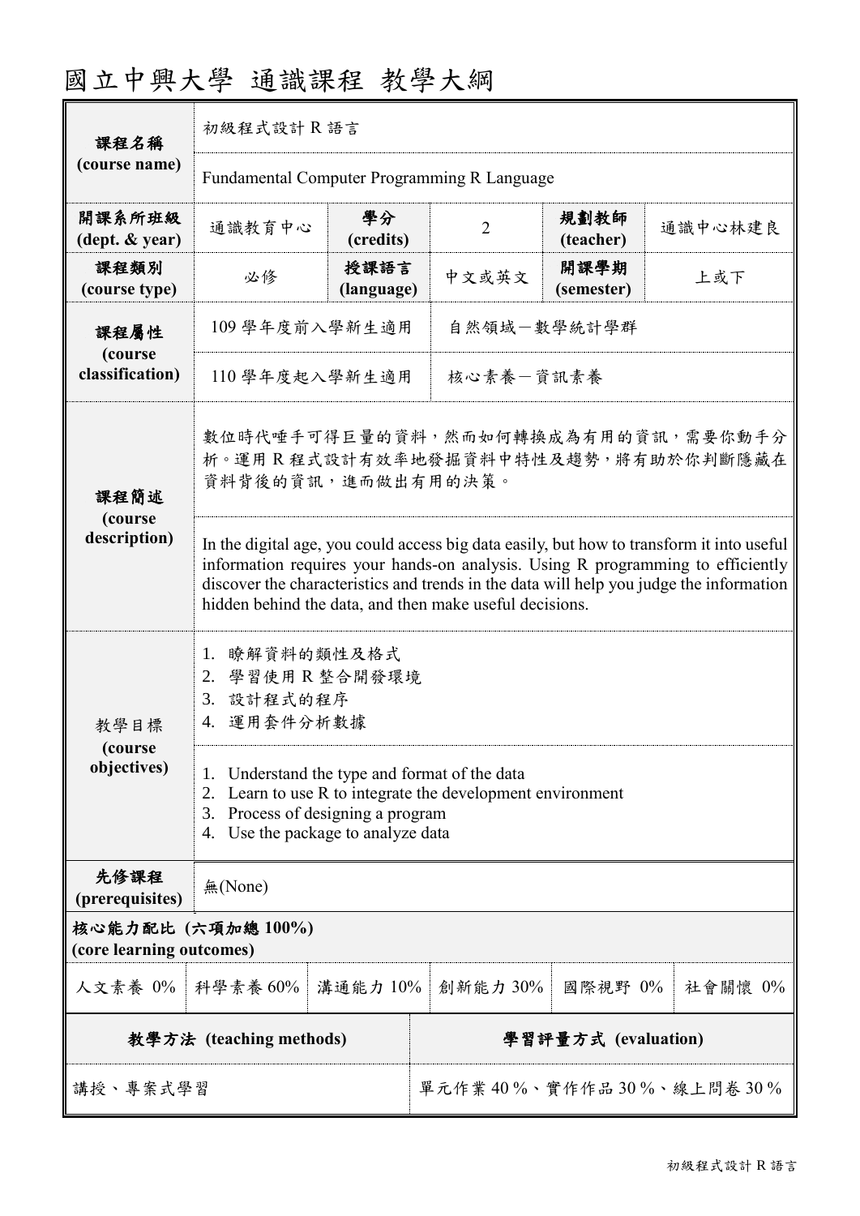# 國立中興大學 通識課程 教學大綱

| 課程名稱 (course name) | 初級程式設計 R 語言 | | | | |
|---|---|---|---|---|---|
| | Fundamental Computer Programming R Language | | | | |
| 開課系所班級 (dept. & year) | 通識教育中心 | 學分 (credits) | 2 | 規劃教師 (teacher) | 通識中心林建良 |
| 課程類別 (course type) | 必修 | 授課語言 (language) | 中文或英文 | 開課學期 (semester) | 上或下 |
| 課程屬性 (course classification) | 109 學年度前入學新生適用 | | 自然領域－數學統計學群 | | |
| | 110 學年度起入學新生適用 | | 核心素養－資訊素養 | | |
| 課程簡述 (course description) | 數位時代唾手可得巨量的資料，然而如何轉換成為有用的資訊，需要你動手分析。運用 R 程式設計有效率地發掘資料中特性及趨勢，將有助於你判斷隱藏在資料背後的資訊，進而做出有用的決策。 | | | | |
| | In the digital age, you could access big data easily, but how to transform it into useful information requires your hands-on analysis. Using R programming to efficiently discover the characteristics and trends in the data will help you judge the information hidden behind the data, and then make useful decisions. | | | | |
| 教學目標 (course objectives) | 1. 瞭解資料的類性及格式<br>2. 學習使用 R 整合開發環境<br>3. 設計程式的程序<br>4. 運用套件分析數據 | | | | |
| | 1. Understand the type and format of the data<br>2. Learn to use R to integrate the development environment<br>3. Process of designing a program<br>4. Use the package to analyze data | | | | |
| 先修課程 (prerequisites) | 無(None) | | | | |

**核心能力配比 (六項加總 100%) (core learning outcomes)**

| 人文素養 | 科學素養 | 溝通能力 | 創新能力 | 國際視野 | 社會關懷 |
|---|---|---|---|---|---|
| 0% | 60% | 10% | 30% | 0% | 0% |

| 教學方法 (teaching methods) | 學習評量方式 (evaluation) |
|---|---|
| 講授、專案式學習 | 單元作業 40 %、實作作品 30 %、線上問卷 30 % |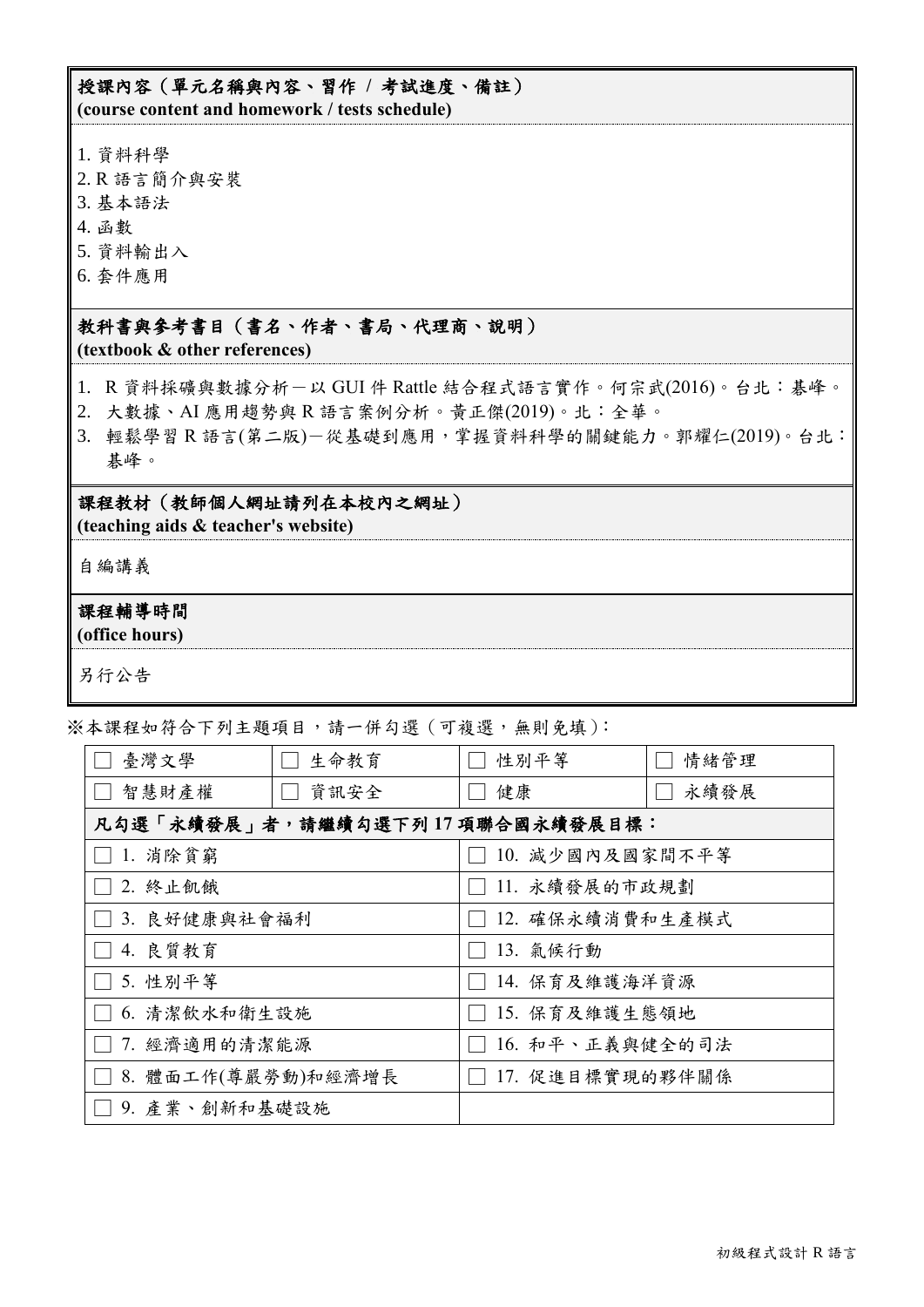**授課內容（單元名稱與內容、習作 / 考試進度、備註）**
**(course content and homework / tests schedule)**

1. 資料科學
2. R 語言簡介與安裝
3. 基本語法
4. 函數
5. 資料輸出入
6. 套件應用

**教科書與參考書目（書名、作者、書局、代理商、說明）**
**(textbook & other references)**

1. R 資料採礦與數據分析－以 GUI 件 Rattle 結合程式語言實作。何宗武(2016)。台北：碁峰。
2. 大數據、AI 應用趨勢與 R 語言案例分析。黃正傑(2019)。北：全華。
3. 輕鬆學習 R 語言(第二版)－從基礎到應用，掌握資料科學的關鍵能力。郭耀仁(2019)。台北：碁峰。

**課程教材（教師個人網址請列在本校內之網址）**
**(teaching aids & teacher's website)**

自編講義

**課程輔導時間**
**(office hours)**

另行公告

※本課程如符合下列主題項目，請一併勾選（可複選，無則免填）：

| | | | |
|---|---|---|---|
| ☐ 臺灣文學 | ☐ 生命教育 | ☐ 性別平等 | ☐ 情緒管理 |
| ☐ 智慧財產權 | ☐ 資訊安全 | ☐ 健康 | ☐ 永續發展 |

**凡勾選「永續發展」者，請繼續勾選下列 17 項聯合國永續發展目標：**

| | |
|---|---|
| ☐ 1. 消除貧窮 | ☐ 10. 減少國內及國家間不平等 |
| ☐ 2. 終止飢餓 | ☐ 11. 永續發展的市政規劃 |
| ☐ 3. 良好健康與社會福利 | ☐ 12. 確保永續消費和生產模式 |
| ☐ 4. 良質教育 | ☐ 13. 氣候行動 |
| ☐ 5. 性別平等 | ☐ 14. 保育及維護海洋資源 |
| ☐ 6. 清潔飲水和衛生設施 | ☐ 15. 保育及維護生態領地 |
| ☐ 7. 經濟適用的清潔能源 | ☐ 16. 和平、正義與健全的司法 |
| ☐ 8. 體面工作(尊嚴勞動)和經濟增長 | ☐ 17. 促進目標實現的夥伴關係 |
| ☐ 9. 產業、創新和基礎設施 | |